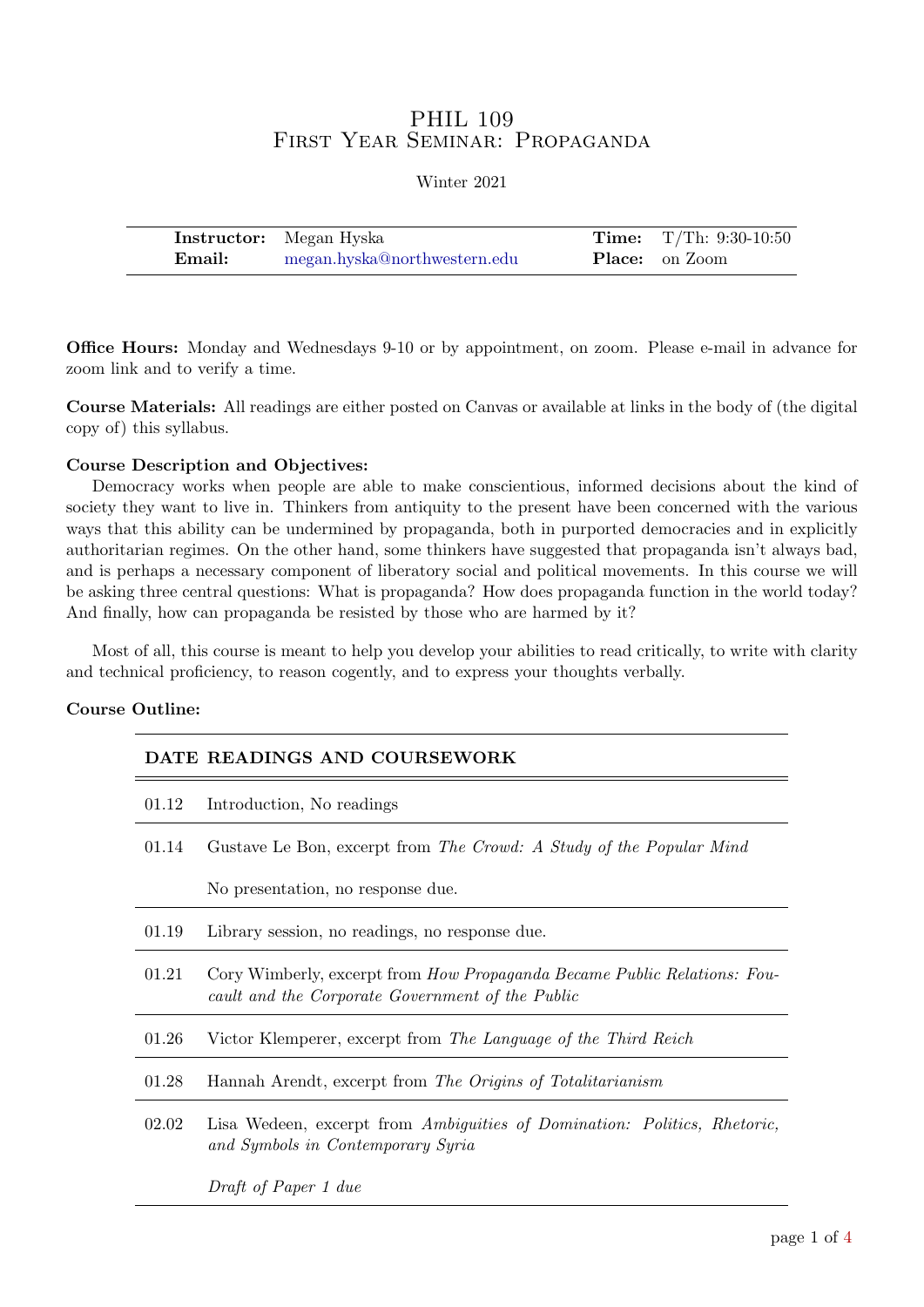# PHIL 109
## First Year Seminar: Propaganda

Winter 2021

| | | | |
|---|---|---|---|
| **Instructor:** | Megan Hyska | **Time:** | T/Th: 9:30-10:50 |
| **Email:** | megan.hyska@northwestern.edu | **Place:** | on Zoom |

**Office Hours:** Monday and Wednesdays 9-10 or by appointment, on zoom. Please e-mail in advance for zoom link and to verify a time.

**Course Materials:** All readings are either posted on Canvas or available at links in the body of (the digital copy of) this syllabus.

**Course Description and Objectives:**

Democracy works when people are able to make conscientious, informed decisions about the kind of society they want to live in. Thinkers from antiquity to the present have been concerned with the various ways that this ability can be undermined by propaganda, both in purported democracies and in explicitly authoritarian regimes. On the other hand, some thinkers have suggested that propaganda isn't always bad, and is perhaps a necessary component of liberatory social and political movements. In this course we will be asking three central questions: What is propaganda? How does propaganda function in the world today? And finally, how can propaganda be resisted by those who are harmed by it?

Most of all, this course is meant to help you develop your abilities to read critically, to write with clarity and technical proficiency, to reason cogently, and to express your thoughts verbally.

**Course Outline:**

| DATE | READINGS AND COURSEWORK |
|---|---|
| 01.12 | Introduction, No readings |
| 01.14 | Gustave Le Bon, excerpt from *The Crowd: A Study of the Popular Mind*<br><br>No presentation, no response due. |
| 01.19 | Library session, no readings, no response due. |
| 01.21 | Cory Wimberly, excerpt from *How Propaganda Became Public Relations: Foucault and the Corporate Government of the Public* |
| 01.26 | Victor Klemperer, excerpt from *The Language of the Third Reich* |
| 01.28 | Hannah Arendt, excerpt from *The Origins of Totalitarianism* |
| 02.02 | Lisa Wedeen, excerpt from *Ambiguities of Domination: Politics, Rhetoric, and Symbols in Contemporary Syria*<br><br>*Draft of Paper 1 due* |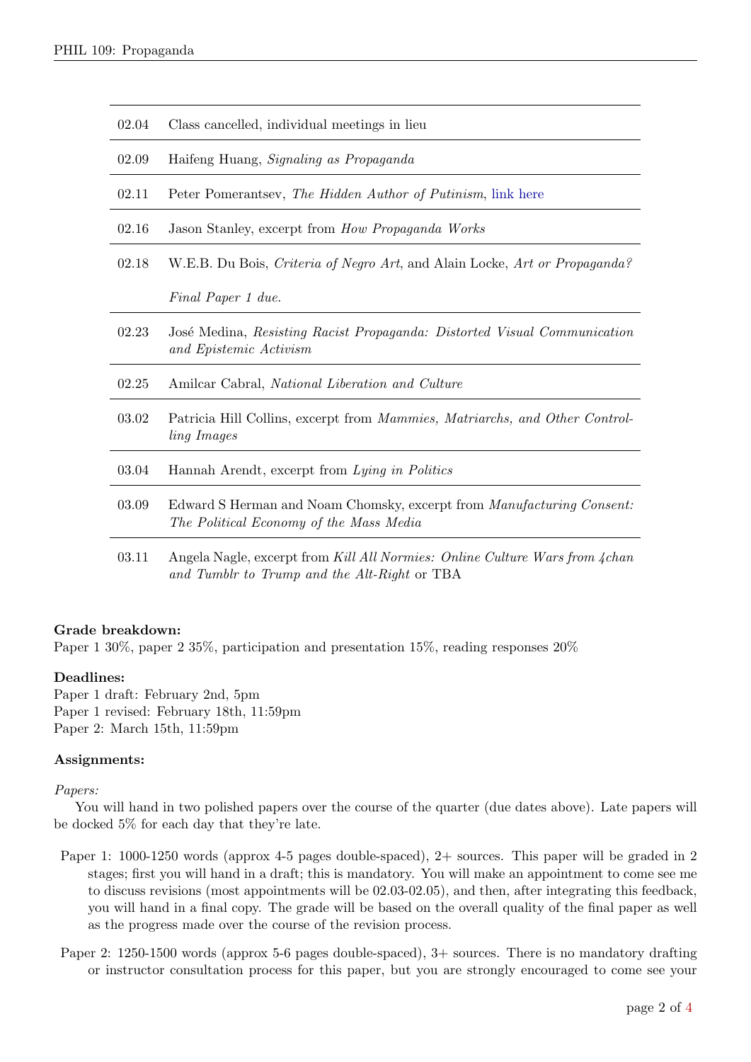| | |
|---|---|
| 02.04 | Class cancelled, individual meetings in lieu |
| 02.09 | Haifeng Huang, *Signaling as Propaganda* |
| 02.11 | Peter Pomerantsev, *The Hidden Author of Putinism*, link here |
| 02.16 | Jason Stanley, excerpt from *How Propaganda Works* |
| 02.18 | W.E.B. Du Bois, *Criteria of Negro Art*, and Alain Locke, *Art or Propaganda?*<br><br>*Final Paper 1 due.* |
| 02.23 | José Medina, *Resisting Racist Propaganda: Distorted Visual Communication and Epistemic Activism* |
| 02.25 | Amilcar Cabral, *National Liberation and Culture* |
| 03.02 | Patricia Hill Collins, excerpt from *Mammies, Matriarchs, and Other Controlling Images* |
| 03.04 | Hannah Arendt, excerpt from *Lying in Politics* |
| 03.09 | Edward S Herman and Noam Chomsky, excerpt from *Manufacturing Consent: The Political Economy of the Mass Media* |
| 03.11 | Angela Nagle, excerpt from *Kill All Normies: Online Culture Wars from 4chan and Tumblr to Trump and the Alt-Right* or TBA |

**Grade breakdown:**
Paper 1 30%, paper 2 35%, participation and presentation 15%, reading responses 20%

**Deadlines:**
Paper 1 draft: February 2nd, 5pm
Paper 1 revised: February 18th, 11:59pm
Paper 2: March 15th, 11:59pm

**Assignments:**

*Papers:*

You will hand in two polished papers over the course of the quarter (due dates above). Late papers will be docked 5% for each day that they're late.

Paper 1: 1000-1250 words (approx 4-5 pages double-spaced), 2+ sources. This paper will be graded in 2 stages; first you will hand in a draft; this is mandatory. You will make an appointment to come see me to discuss revisions (most appointments will be 02.03-02.05), and then, after integrating this feedback, you will hand in a final copy. The grade will be based on the overall quality of the final paper as well as the progress made over the course of the revision process.

Paper 2: 1250-1500 words (approx 5-6 pages double-spaced), 3+ sources. There is no mandatory drafting or instructor consultation process for this paper, but you are strongly encouraged to come see your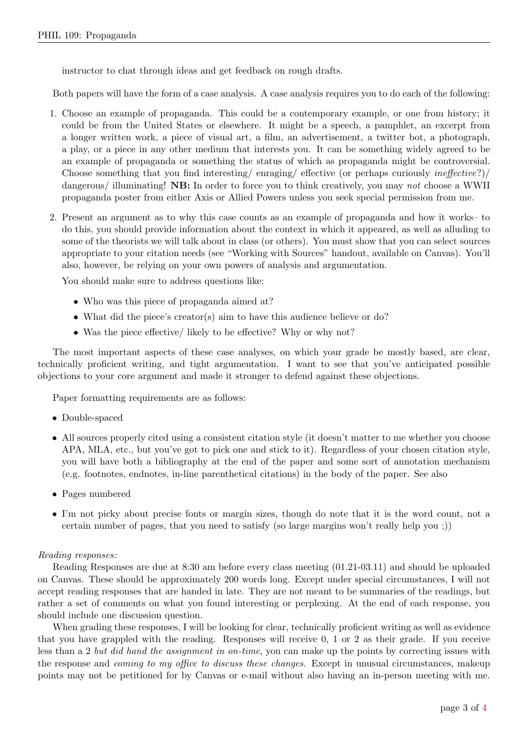instructor to chat through ideas and get feedback on rough drafts.

Both papers will have the form of a case analysis. A case analysis requires you to do each of the following:

1. Choose an example of propaganda. This could be a contemporary example, or one from history; it could be from the United States or elsewhere. It might be a speech, a pamphlet, an excerpt from a longer written work, a piece of visual art, a film, an advertisement, a twitter bot, a photograph, a play, or a piece in any other medium that interests you. It can be something widely agreed to be an example of propaganda or something the status of which as propaganda might be controversial. Choose something that you find interesting/ enraging/ effective (or perhaps curiously *ineffective*?)/ dangerous/ illuminating! **NB:** In order to force you to think creatively, you may *not* choose a WWII propaganda poster from either Axis or Allied Powers unless you seek special permission from me.

2. Present an argument as to why this case counts as an example of propaganda and how it works– to do this, you should provide information about the context in which it appeared, as well as alluding to some of the theorists we will talk about in class (or others). You must show that you can select sources appropriate to your citation needs (see "Working with Sources" handout, available on Canvas). You'll also, however, be relying on your own powers of analysis and argumentation.

   You should make sure to address questions like:

   - Who was this piece of propaganda aimed at?
   - What did the piece's creator(s) aim to have this audience believe or do?
   - Was the piece effective/ likely to be effective? Why or why not?

The most important aspects of these case analyses, on which your grade be mostly based, are clear, technically proficient writing, and tight argumentation. I want to see that you've anticipated possible objections to your core argument and made it stronger to defend against these objections.

Paper formatting requirements are as follows:

- Double-spaced
- All sources properly cited using a consistent citation style (it doesn't matter to me whether you choose APA, MLA, etc., but you've got to pick one and stick to it). Regardless of your chosen citation style, you will have both a bibliography at the end of the paper and some sort of annotation mechanism (e.g. footnotes, endnotes, in-line parenthetical citations) in the body of the paper. See also
- Pages numbered
- I'm not picky about precise fonts or margin sizes, though do note that it is the word count, not a certain number of pages, that you need to satisfy (so large margins won't really help you ;))

*Reading responses:*

Reading Responses are due at 8:30 am before every class meeting (01.21-03.11) and should be uploaded on Canvas. These should be approximately 200 words long. Except under special circumstances, I will not accept reading responses that are handed in late. They are not meant to be summaries of the readings, but rather a set of comments on what you found interesting or perplexing. At the end of each response, you should include one discussion question.

When grading these responses, I will be looking for clear, technically proficient writing as well as evidence that you have grappled with the reading. Responses will receive 0, 1 or 2 as their grade. If you receive less than a 2 *but did hand the assignment in on-time*, you can make up the points by correcting issues with the response and *coming to my office to discuss these changes*. Except in unusual circumstances, makeup points may not be petitioned for by Canvas or e-mail without also having an in-person meeting with me.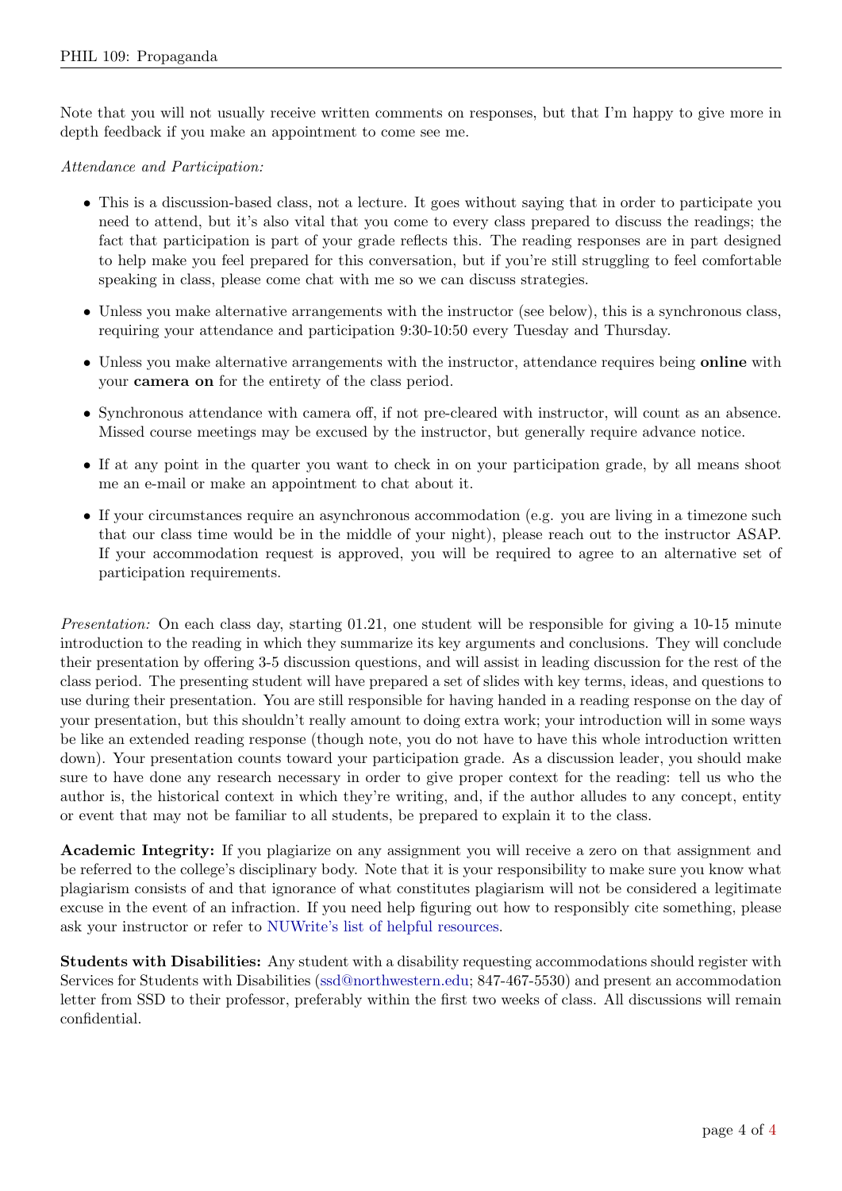Note that you will not usually receive written comments on responses, but that I'm happy to give more in depth feedback if you make an appointment to come see me.

*Attendance and Participation:*

- This is a discussion-based class, not a lecture. It goes without saying that in order to participate you need to attend, but it's also vital that you come to every class prepared to discuss the readings; the fact that participation is part of your grade reflects this. The reading responses are in part designed to help make you feel prepared for this conversation, but if you're still struggling to feel comfortable speaking in class, please come chat with me so we can discuss strategies.
- Unless you make alternative arrangements with the instructor (see below), this is a synchronous class, requiring your attendance and participation 9:30-10:50 every Tuesday and Thursday.
- Unless you make alternative arrangements with the instructor, attendance requires being **online** with your **camera on** for the entirety of the class period.
- Synchronous attendance with camera off, if not pre-cleared with instructor, will count as an absence. Missed course meetings may be excused by the instructor, but generally require advance notice.
- If at any point in the quarter you want to check in on your participation grade, by all means shoot me an e-mail or make an appointment to chat about it.
- If your circumstances require an asynchronous accommodation (e.g. you are living in a timezone such that our class time would be in the middle of your night), please reach out to the instructor ASAP. If your accommodation request is approved, you will be required to agree to an alternative set of participation requirements.

*Presentation:* On each class day, starting 01.21, one student will be responsible for giving a 10-15 minute introduction to the reading in which they summarize its key arguments and conclusions. They will conclude their presentation by offering 3-5 discussion questions, and will assist in leading discussion for the rest of the class period. The presenting student will have prepared a set of slides with key terms, ideas, and questions to use during their presentation. You are still responsible for having handed in a reading response on the day of your presentation, but this shouldn't really amount to doing extra work; your introduction will in some ways be like an extended reading response (though note, you do not have to have this whole introduction written down). Your presentation counts toward your participation grade. As a discussion leader, you should make sure to have done any research necessary in order to give proper context for the reading: tell us who the author is, the historical context in which they're writing, and, if the author alludes to any concept, entity or event that may not be familiar to all students, be prepared to explain it to the class.

**Academic Integrity:** If you plagiarize on any assignment you will receive a zero on that assignment and be referred to the college's disciplinary body. Note that it is your responsibility to make sure you know what plagiarism consists of and that ignorance of what constitutes plagiarism will not be considered a legitimate excuse in the event of an infraction. If you need help figuring out how to responsibly cite something, please ask your instructor or refer to NUWrite's list of helpful resources.

**Students with Disabilities:** Any student with a disability requesting accommodations should register with Services for Students with Disabilities (ssd@northwestern.edu; 847-467-5530) and present an accommodation letter from SSD to their professor, preferably within the first two weeks of class. All discussions will remain confidential.